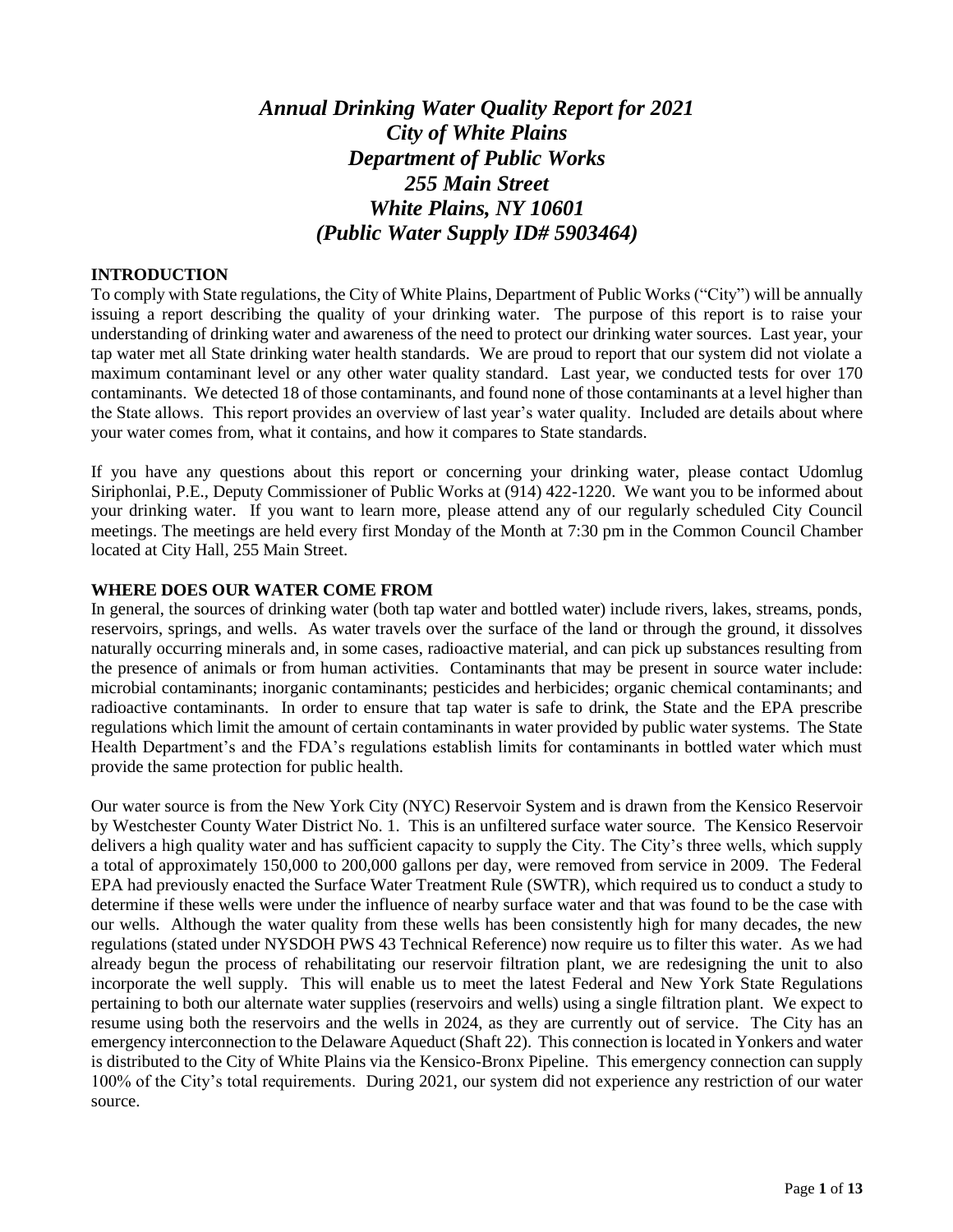# *Annual Drinking Water Quality Report for 2021*
# *City of White Plains*
# *Department of Public Works*
# *255 Main Street*
# *White Plains, NY 10601*
# *(Public Water Supply ID# 5903464)*

## INTRODUCTION

To comply with State regulations, the City of White Plains, Department of Public Works ("City") will be annually issuing a report describing the quality of your drinking water. The purpose of this report is to raise your understanding of drinking water and awareness of the need to protect our drinking water sources. Last year, your tap water met all State drinking water health standards. We are proud to report that our system did not violate a maximum contaminant level or any other water quality standard. Last year, we conducted tests for over 170 contaminants. We detected 18 of those contaminants, and found none of those contaminants at a level higher than the State allows. This report provides an overview of last year's water quality. Included are details about where your water comes from, what it contains, and how it compares to State standards.

If you have any questions about this report or concerning your drinking water, please contact Udomlug Siriphonlai, P.E., Deputy Commissioner of Public Works at (914) 422-1220. We want you to be informed about your drinking water. If you want to learn more, please attend any of our regularly scheduled City Council meetings. The meetings are held every first Monday of the Month at 7:30 pm in the Common Council Chamber located at City Hall, 255 Main Street.

## WHERE DOES OUR WATER COME FROM

In general, the sources of drinking water (both tap water and bottled water) include rivers, lakes, streams, ponds, reservoirs, springs, and wells. As water travels over the surface of the land or through the ground, it dissolves naturally occurring minerals and, in some cases, radioactive material, and can pick up substances resulting from the presence of animals or from human activities. Contaminants that may be present in source water include: microbial contaminants; inorganic contaminants; pesticides and herbicides; organic chemical contaminants; and radioactive contaminants. In order to ensure that tap water is safe to drink, the State and the EPA prescribe regulations which limit the amount of certain contaminants in water provided by public water systems. The State Health Department's and the FDA's regulations establish limits for contaminants in bottled water which must provide the same protection for public health.

Our water source is from the New York City (NYC) Reservoir System and is drawn from the Kensico Reservoir by Westchester County Water District No. 1. This is an unfiltered surface water source. The Kensico Reservoir delivers a high quality water and has sufficient capacity to supply the City. The City's three wells, which supply a total of approximately 150,000 to 200,000 gallons per day, were removed from service in 2009. The Federal EPA had previously enacted the Surface Water Treatment Rule (SWTR), which required us to conduct a study to determine if these wells were under the influence of nearby surface water and that was found to be the case with our wells. Although the water quality from these wells has been consistently high for many decades, the new regulations (stated under NYSDOH PWS 43 Technical Reference) now require us to filter this water. As we had already begun the process of rehabilitating our reservoir filtration plant, we are redesigning the unit to also incorporate the well supply. This will enable us to meet the latest Federal and New York State Regulations pertaining to both our alternate water supplies (reservoirs and wells) using a single filtration plant. We expect to resume using both the reservoirs and the wells in 2024, as they are currently out of service. The City has an emergency interconnection to the Delaware Aqueduct (Shaft 22). This connection is located in Yonkers and water is distributed to the City of White Plains via the Kensico-Bronx Pipeline. This emergency connection can supply 100% of the City's total requirements. During 2021, our system did not experience any restriction of our water source.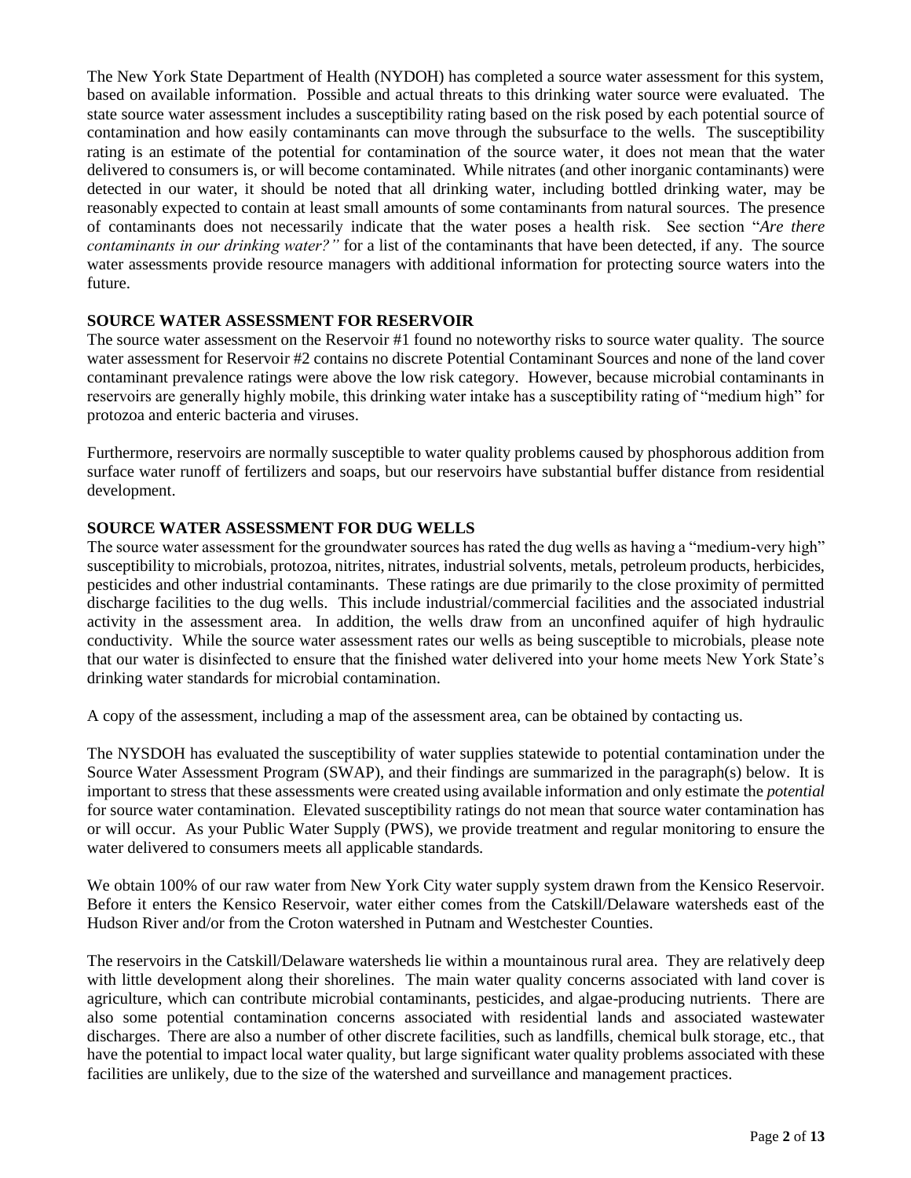The New York State Department of Health (NYDOH) has completed a source water assessment for this system, based on available information. Possible and actual threats to this drinking water source were evaluated. The state source water assessment includes a susceptibility rating based on the risk posed by each potential source of contamination and how easily contaminants can move through the subsurface to the wells. The susceptibility rating is an estimate of the potential for contamination of the source water, it does not mean that the water delivered to consumers is, or will become contaminated. While nitrates (and other inorganic contaminants) were detected in our water, it should be noted that all drinking water, including bottled drinking water, may be reasonably expected to contain at least small amounts of some contaminants from natural sources. The presence of contaminants does not necessarily indicate that the water poses a health risk. See section "*Are there contaminants in our drinking water?"* for a list of the contaminants that have been detected, if any. The source water assessments provide resource managers with additional information for protecting source waters into the future.

**SOURCE WATER ASSESSMENT FOR RESERVOIR**

The source water assessment on the Reservoir #1 found no noteworthy risks to source water quality. The source water assessment for Reservoir #2 contains no discrete Potential Contaminant Sources and none of the land cover contaminant prevalence ratings were above the low risk category. However, because microbial contaminants in reservoirs are generally highly mobile, this drinking water intake has a susceptibility rating of "medium high" for protozoa and enteric bacteria and viruses.

Furthermore, reservoirs are normally susceptible to water quality problems caused by phosphorous addition from surface water runoff of fertilizers and soaps, but our reservoirs have substantial buffer distance from residential development.

**SOURCE WATER ASSESSMENT FOR DUG WELLS**

The source water assessment for the groundwater sources has rated the dug wells as having a "medium-very high" susceptibility to microbials, protozoa, nitrites, nitrates, industrial solvents, metals, petroleum products, herbicides, pesticides and other industrial contaminants. These ratings are due primarily to the close proximity of permitted discharge facilities to the dug wells. This include industrial/commercial facilities and the associated industrial activity in the assessment area. In addition, the wells draw from an unconfined aquifer of high hydraulic conductivity. While the source water assessment rates our wells as being susceptible to microbials, please note that our water is disinfected to ensure that the finished water delivered into your home meets New York State's drinking water standards for microbial contamination.

A copy of the assessment, including a map of the assessment area, can be obtained by contacting us.

The NYSDOH has evaluated the susceptibility of water supplies statewide to potential contamination under the Source Water Assessment Program (SWAP), and their findings are summarized in the paragraph(s) below. It is important to stress that these assessments were created using available information and only estimate the *potential* for source water contamination. Elevated susceptibility ratings do not mean that source water contamination has or will occur. As your Public Water Supply (PWS), we provide treatment and regular monitoring to ensure the water delivered to consumers meets all applicable standards.

We obtain 100% of our raw water from New York City water supply system drawn from the Kensico Reservoir. Before it enters the Kensico Reservoir, water either comes from the Catskill/Delaware watersheds east of the Hudson River and/or from the Croton watershed in Putnam and Westchester Counties.

The reservoirs in the Catskill/Delaware watersheds lie within a mountainous rural area. They are relatively deep with little development along their shorelines. The main water quality concerns associated with land cover is agriculture, which can contribute microbial contaminants, pesticides, and algae-producing nutrients. There are also some potential contamination concerns associated with residential lands and associated wastewater discharges. There are also a number of other discrete facilities, such as landfills, chemical bulk storage, etc., that have the potential to impact local water quality, but large significant water quality problems associated with these facilities are unlikely, due to the size of the watershed and surveillance and management practices.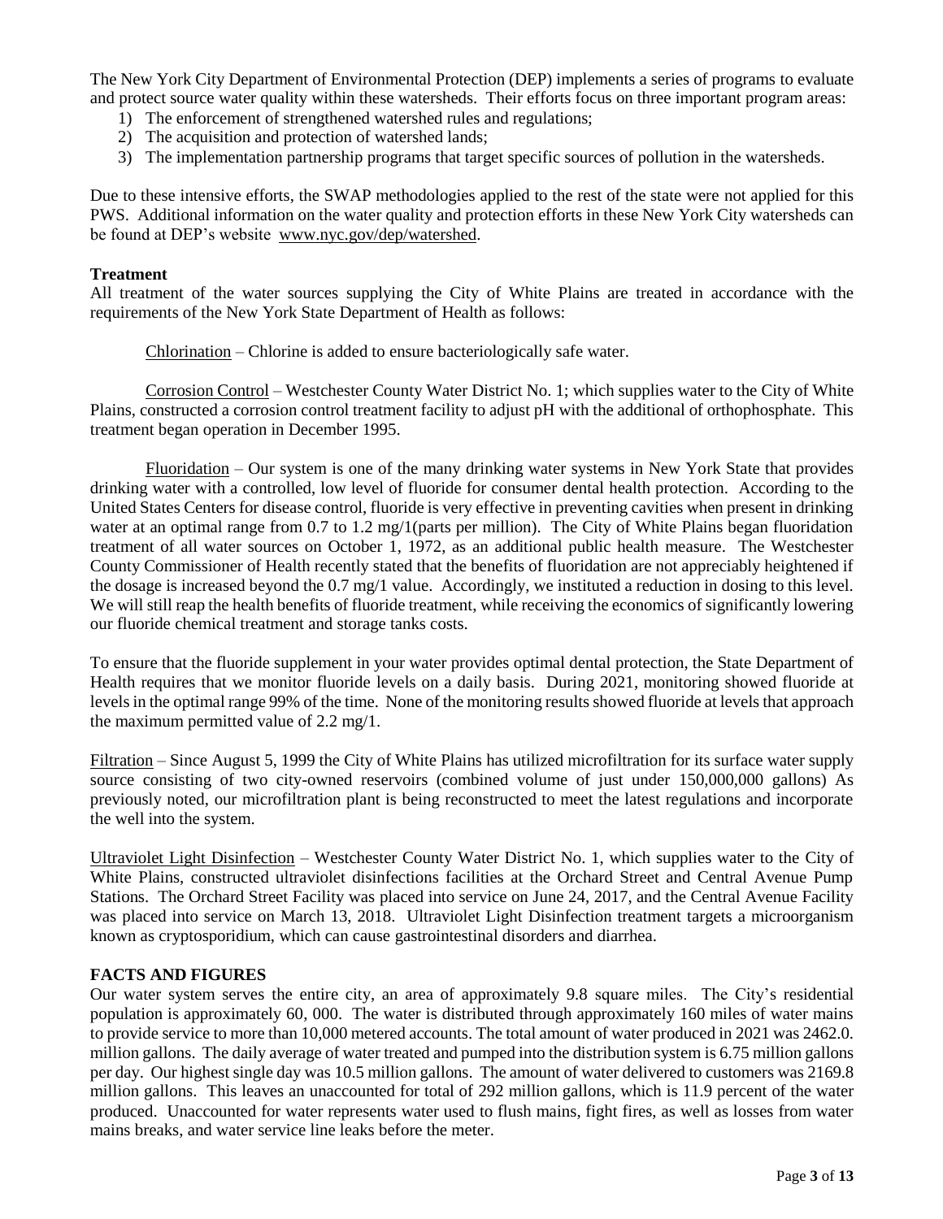The New York City Department of Environmental Protection (DEP) implements a series of programs to evaluate and protect source water quality within these watersheds. Their efforts focus on three important program areas:

1) The enforcement of strengthened watershed rules and regulations;
2) The acquisition and protection of watershed lands;
3) The implementation partnership programs that target specific sources of pollution in the watersheds.

Due to these intensive efforts, the SWAP methodologies applied to the rest of the state were not applied for this PWS. Additional information on the water quality and protection efforts in these New York City watersheds can be found at DEP's website www.nyc.gov/dep/watershed.

**Treatment**

All treatment of the water sources supplying the City of White Plains are treated in accordance with the requirements of the New York State Department of Health as follows:

Chlorination – Chlorine is added to ensure bacteriologically safe water.

Corrosion Control – Westchester County Water District No. 1; which supplies water to the City of White Plains, constructed a corrosion control treatment facility to adjust pH with the additional of orthophosphate. This treatment began operation in December 1995.

Fluoridation – Our system is one of the many drinking water systems in New York State that provides drinking water with a controlled, low level of fluoride for consumer dental health protection. According to the United States Centers for disease control, fluoride is very effective in preventing cavities when present in drinking water at an optimal range from 0.7 to 1.2 mg/1(parts per million). The City of White Plains began fluoridation treatment of all water sources on October 1, 1972, as an additional public health measure. The Westchester County Commissioner of Health recently stated that the benefits of fluoridation are not appreciably heightened if the dosage is increased beyond the 0.7 mg/1 value. Accordingly, we instituted a reduction in dosing to this level. We will still reap the health benefits of fluoride treatment, while receiving the economics of significantly lowering our fluoride chemical treatment and storage tanks costs.

To ensure that the fluoride supplement in your water provides optimal dental protection, the State Department of Health requires that we monitor fluoride levels on a daily basis. During 2021, monitoring showed fluoride at levels in the optimal range 99% of the time. None of the monitoring results showed fluoride at levels that approach the maximum permitted value of 2.2 mg/1.

Filtration – Since August 5, 1999 the City of White Plains has utilized microfiltration for its surface water supply source consisting of two city-owned reservoirs (combined volume of just under 150,000,000 gallons) As previously noted, our microfiltration plant is being reconstructed to meet the latest regulations and incorporate the well into the system.

Ultraviolet Light Disinfection – Westchester County Water District No. 1, which supplies water to the City of White Plains, constructed ultraviolet disinfections facilities at the Orchard Street and Central Avenue Pump Stations. The Orchard Street Facility was placed into service on June 24, 2017, and the Central Avenue Facility was placed into service on March 13, 2018. Ultraviolet Light Disinfection treatment targets a microorganism known as cryptosporidium, which can cause gastrointestinal disorders and diarrhea.

**FACTS AND FIGURES**

Our water system serves the entire city, an area of approximately 9.8 square miles. The City's residential population is approximately 60, 000. The water is distributed through approximately 160 miles of water mains to provide service to more than 10,000 metered accounts. The total amount of water produced in 2021 was 2462.0. million gallons. The daily average of water treated and pumped into the distribution system is 6.75 million gallons per day. Our highest single day was 10.5 million gallons. The amount of water delivered to customers was 2169.8 million gallons. This leaves an unaccounted for total of 292 million gallons, which is 11.9 percent of the water produced. Unaccounted for water represents water used to flush mains, fight fires, as well as losses from water mains breaks, and water service line leaks before the meter.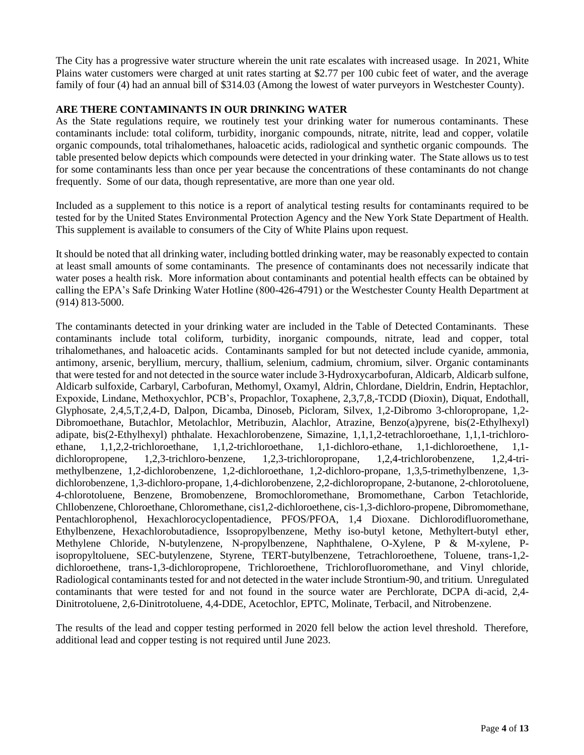The City has a progressive water structure wherein the unit rate escalates with increased usage. In 2021, White Plains water customers were charged at unit rates starting at $2.77 per 100 cubic feet of water, and the average family of four (4) had an annual bill of $314.03 (Among the lowest of water purveyors in Westchester County).

## ARE THERE CONTAMINANTS IN OUR DRINKING WATER

As the State regulations require, we routinely test your drinking water for numerous contaminants. These contaminants include: total coliform, turbidity, inorganic compounds, nitrate, nitrite, lead and copper, volatile organic compounds, total trihalomethanes, haloacetic acids, radiological and synthetic organic compounds. The table presented below depicts which compounds were detected in your drinking water. The State allows us to test for some contaminants less than once per year because the concentrations of these contaminants do not change frequently. Some of our data, though representative, are more than one year old.

Included as a supplement to this notice is a report of analytical testing results for contaminants required to be tested for by the United States Environmental Protection Agency and the New York State Department of Health. This supplement is available to consumers of the City of White Plains upon request.

It should be noted that all drinking water, including bottled drinking water, may be reasonably expected to contain at least small amounts of some contaminants. The presence of contaminants does not necessarily indicate that water poses a health risk. More information about contaminants and potential health effects can be obtained by calling the EPA's Safe Drinking Water Hotline (800-426-4791) or the Westchester County Health Department at (914) 813-5000.

The contaminants detected in your drinking water are included in the Table of Detected Contaminants. These contaminants include total coliform, turbidity, inorganic compounds, nitrate, lead and copper, total trihalomethanes, and haloacetic acids. Contaminants sampled for but not detected include cyanide, ammonia, antimony, arsenic, beryllium, mercury, thallium, selenium, cadmium, chromium, silver. Organic contaminants that were tested for and not detected in the source water include 3-Hydroxycarbofuran, Aldicarb, Aldicarb sulfone, Aldicarb sulfoxide, Carbaryl, Carbofuran, Methomyl, Oxamyl, Aldrin, Chlordane, Dieldrin, Endrin, Heptachlor, Expoxide, Lindane, Methoxychlor, PCB's, Propachlor, Toxaphene, 2,3,7,8,-TCDD (Dioxin), Diquat, Endothall, Glyphosate, 2,4,5,T,2,4-D, Dalpon, Dicamba, Dinoseb, Picloram, Silvex, 1,2-Dibromo 3-chloropropane, 1,2-Dibromoethane, Butachlor, Metolachlor, Metribuzin, Alachlor, Atrazine, Benzo(a)pyrene, bis(2-Ethylhexyl) adipate, bis(2-Ethylhexyl) phthalate. Hexachlorobenzene, Simazine, 1,1,1,2-tetrachloroethane, 1,1,1-trichloro-ethane, 1,1,2,2-trichloroethane, 1,1,2-trichloroethane, 1,1-dichloro-ethane, 1,1-dichloroethene, 1,1-dichloropropene, 1,2,3-trichloro-benzene, 1,2,3-trichloropropane, 1,2,4-trichlorobenzene, 1,2,4-tri-methylbenzene, 1,2-dichlorobenzene, 1,2-dichloroethane, 1,2-dichloro-propane, 1,3,5-trimethylbenzene, 1,3-dichlorobenzene, 1,3-dichloro-propane, 1,4-dichlorobenzene, 2,2-dichloropropane, 2-butanone, 2-chlorotoluene, 4-chlorotoluene, Benzene, Bromobenzene, Bromochloromethane, Bromomethane, Carbon Tetachloride, Chllobenzene, Chloroethane, Chloromethane, cis1,2-dichloroethene, cis-1,3-dichloro-propene, Dibromomethane, Pentachlorophenol, Hexachlorocyclopentadience, PFOS/PFOA, 1,4 Dioxane. Dichlorodifluoromethane, Ethylbenzene, Hexachlorobutadience, Issopropylbenzene, Methy iso-butyl ketone, Methyltert-butyl ether, Methylene Chloride, N-butylenzene, N-propylbenzene, Naphthalene, O-Xylene, P & M-xylene, P-isopropyltoluene, SEC-butylenzene, Styrene, TERT-butylbenzene, Tetrachloroethene, Toluene, trans-1,2-dichloroethene, trans-1,3-dichloropropene, Trichloroethene, Trichlorofluoromethane, and Vinyl chloride, Radiological contaminants tested for and not detected in the water include Strontium-90, and tritium. Unregulated contaminants that were tested for and not found in the source water are Perchlorate, DCPA di-acid, 2,4-Dinitrotoluene, 2,6-Dinitrotoluene, 4,4-DDE, Acetochlor, EPTC, Molinate, Terbacil, and Nitrobenzene.

The results of the lead and copper testing performed in 2020 fell below the action level threshold. Therefore, additional lead and copper testing is not required until June 2023.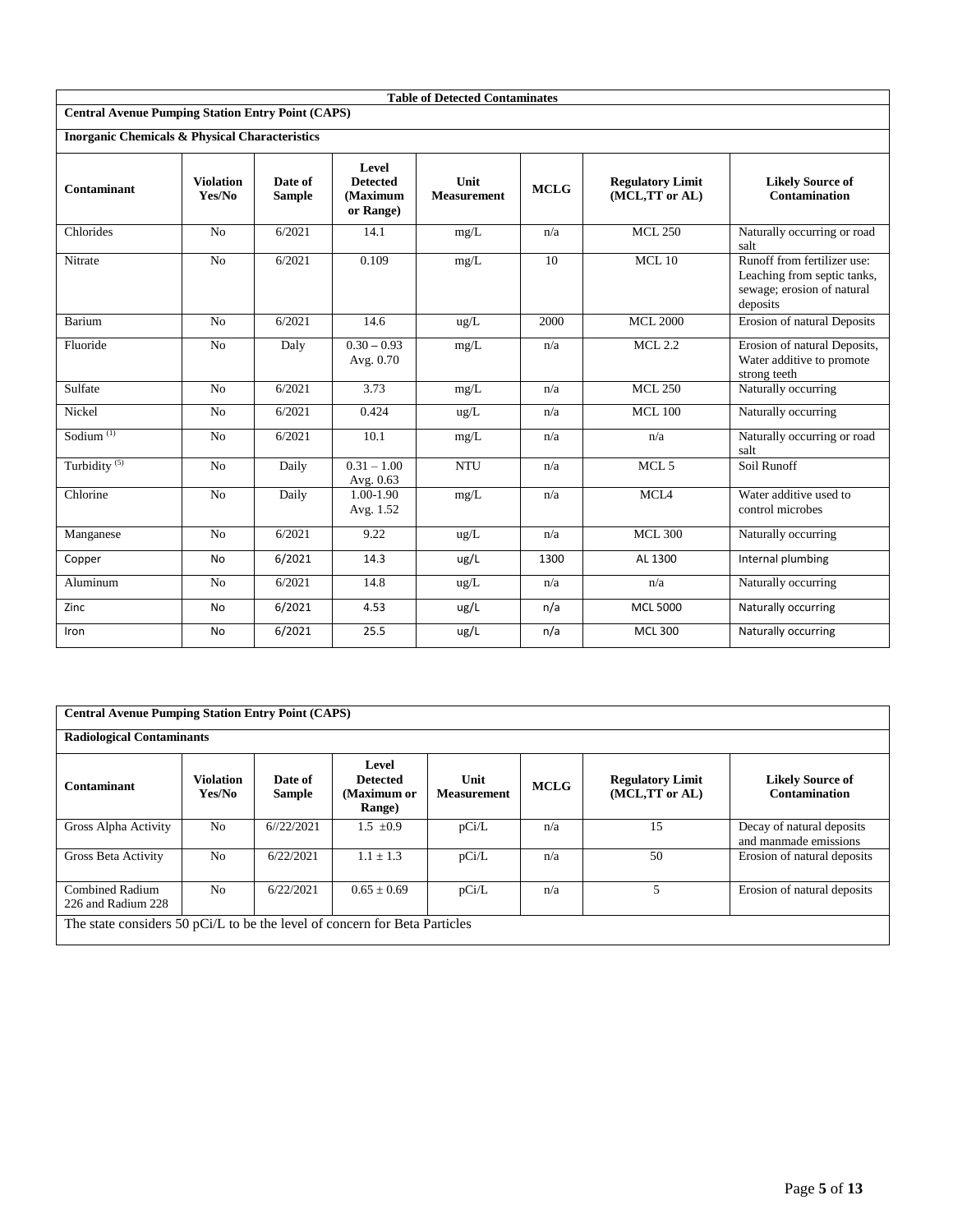## Table of Detected Contaminates

### Central Avenue Pumping Station Entry Point (CAPS)

#### Inorganic Chemicals & Physical Characteristics

| Contaminant | Violation Yes/No | Date of Sample | Level Detected (Maximum or Range) | Unit Measurement | MCLG | Regulatory Limit (MCL,TT or AL) | Likely Source of Contamination |
|---|---|---|---|---|---|---|---|
| Chlorides | No | 6/2021 | 14.1 | mg/L | n/a | MCL 250 | Naturally occurring or road salt |
| Nitrate | No | 6/2021 | 0.109 | mg/L | 10 | MCL 10 | Runoff from fertilizer use: Leaching from septic tanks, sewage; erosion of natural deposits |
| Barium | No | 6/2021 | 14.6 | ug/L | 2000 | MCL 2000 | Erosion of natural Deposits |
| Fluoride | No | Daly | 0.30 – 0.93 Avg. 0.70 | mg/L | n/a | MCL 2.2 | Erosion of natural Deposits, Water additive to promote strong teeth |
| Sulfate | No | 6/2021 | 3.73 | mg/L | n/a | MCL 250 | Naturally occurring |
| Nickel | No | 6/2021 | 0.424 | ug/L | n/a | MCL 100 | Naturally occurring |
| Sodium (1) | No | 6/2021 | 10.1 | mg/L | n/a | n/a | Naturally occurring or road salt |
| Turbidity (5) | No | Daily | 0.31 – 1.00 Avg. 0.63 | NTU | n/a | MCL 5 | Soil Runoff |
| Chlorine | No | Daily | 1.00-1.90 Avg. 1.52 | mg/L | n/a | MCL4 | Water additive used to control microbes |
| Manganese | No | 6/2021 | 9.22 | ug/L | n/a | MCL 300 | Naturally occurring |
| Copper | No | 6/2021 | 14.3 | ug/L | 1300 | AL 1300 | Internal plumbing |
| Aluminum | No | 6/2021 | 14.8 | ug/L | n/a | n/a | Naturally occurring |
| Zinc | No | 6/2021 | 4.53 | ug/L | n/a | MCL 5000 | Naturally occurring |
| Iron | No | 6/2021 | 25.5 | ug/L | n/a | MCL 300 | Naturally occurring |

### Central Avenue Pumping Station Entry Point (CAPS)

#### Radiological Contaminants

| Contaminant | Violation Yes/No | Date of Sample | Level Detected (Maximum or Range) | Unit Measurement | MCLG | Regulatory Limit (MCL,TT or AL) | Likely Source of Contamination |
|---|---|---|---|---|---|---|---|
| Gross Alpha Activity | No | 6//22/2021 | 1.5 ±0.9 | pCi/L | n/a | 15 | Decay of natural deposits and manmade emissions |
| Gross Beta Activity | No | 6/22/2021 | 1.1 ± 1.3 | pCi/L | n/a | 50 | Erosion of natural deposits |
| Combined Radium 226 and Radium 228 | No | 6/22/2021 | 0.65 ± 0.69 | pCi/L | n/a | 5 | Erosion of natural deposits |

The state considers 50 pCi/L to be the level of concern for Beta Particles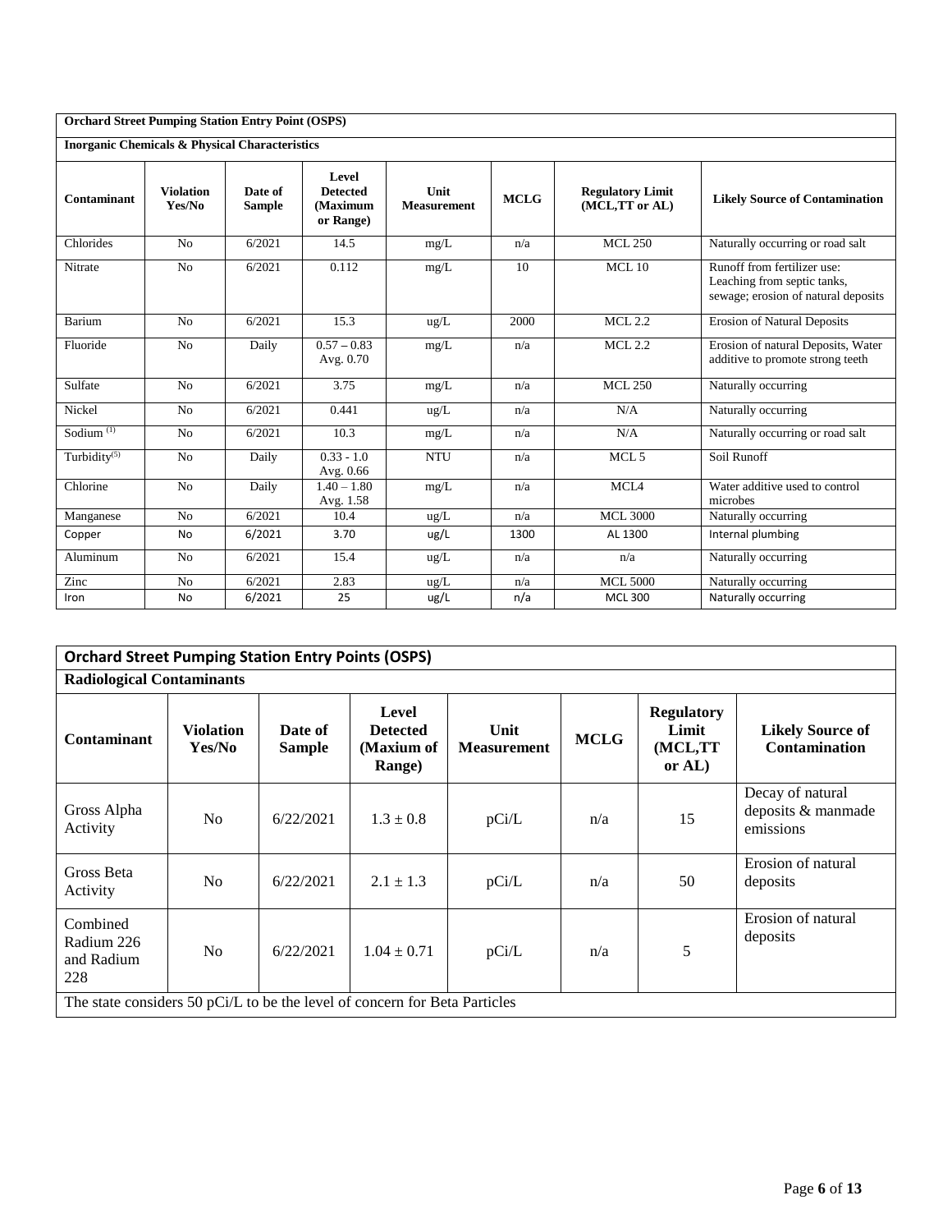| Orchard Street Pumping Station Entry Point (OSPS) | | | | | | | |
|---|---|---|---|---|---|---|---|
| **Inorganic Chemicals & Physical Characteristics** | | | | | | | |
| **Contaminant** | **Violation Yes/No** | **Date of Sample** | **Level Detected (Maximum or Range)** | **Unit Measurement** | **MCLG** | **Regulatory Limit (MCL,TT or AL)** | **Likely Source of Contamination** |
| Chlorides | No | 6/2021 | 14.5 | mg/L | n/a | MCL 250 | Naturally occurring or road salt |
| Nitrate | No | 6/2021 | 0.112 | mg/L | 10 | MCL 10 | Runoff from fertilizer use: Leaching from septic tanks, sewage; erosion of natural deposits |
| Barium | No | 6/2021 | 15.3 | ug/L | 2000 | MCL 2.2 | Erosion of Natural Deposits |
| Fluoride | No | Daily | 0.57 – 0.83 Avg. 0.70 | mg/L | n/a | MCL 2.2 | Erosion of natural Deposits, Water additive to promote strong teeth |
| Sulfate | No | 6/2021 | 3.75 | mg/L | n/a | MCL 250 | Naturally occurring |
| Nickel | No | 6/2021 | 0.441 | ug/L | n/a | N/A | Naturally occurring |
| Sodium [(1)] | No | 6/2021 | 10.3 | mg/L | n/a | N/A | Naturally occurring or road salt |
| Turbidity[(5)] | No | Daily | 0.33 - 1.0 Avg. 0.66 | NTU | n/a | MCL 5 | Soil Runoff |
| Chlorine | No | Daily | 1.40 – 1.80 Avg. 1.58 | mg/L | n/a | MCL4 | Water additive used to control microbes |
| Manganese | No | 6/2021 | 10.4 | ug/L | n/a | MCL 3000 | Naturally occurring |
| Copper | No | 6/2021 | 3.70 | ug/L | 1300 | AL 1300 | Internal plumbing |
| Aluminum | No | 6/2021 | 15.4 | ug/L | n/a | n/a | Naturally occurring |
| Zinc | No | 6/2021 | 2.83 | ug/L | n/a | MCL 5000 | Naturally occurring |
| Iron | No | 6/2021 | 25 | ug/L | n/a | MCL 300 | Naturally occurring |

| Orchard Street Pumping Station Entry Points (OSPS) | | | | | | | |
|---|---|---|---|---|---|---|---|
| **Radiological Contaminants** | | | | | | | |
| **Contaminant** | **Violation Yes/No** | **Date of Sample** | **Level Detected (Maxium of Range)** | **Unit Measurement** | **MCLG** | **Regulatory Limit (MCL,TT or AL)** | **Likely Source of Contamination** |
| Gross Alpha Activity | No | 6/22/2021 | 1.3 ± 0.8 | pCi/L | n/a | 15 | Decay of natural deposits & manmade emissions |
| Gross Beta Activity | No | 6/22/2021 | 2.1 ± 1.3 | pCi/L | n/a | 50 | Erosion of natural deposits |
| Combined Radium 226 and Radium 228 | No | 6/22/2021 | 1.04 ± 0.71 | pCi/L | n/a | 5 | Erosion of natural deposits |
| The state considers 50 pCi/L to be the level of concern for Beta Particles | | | | | | | |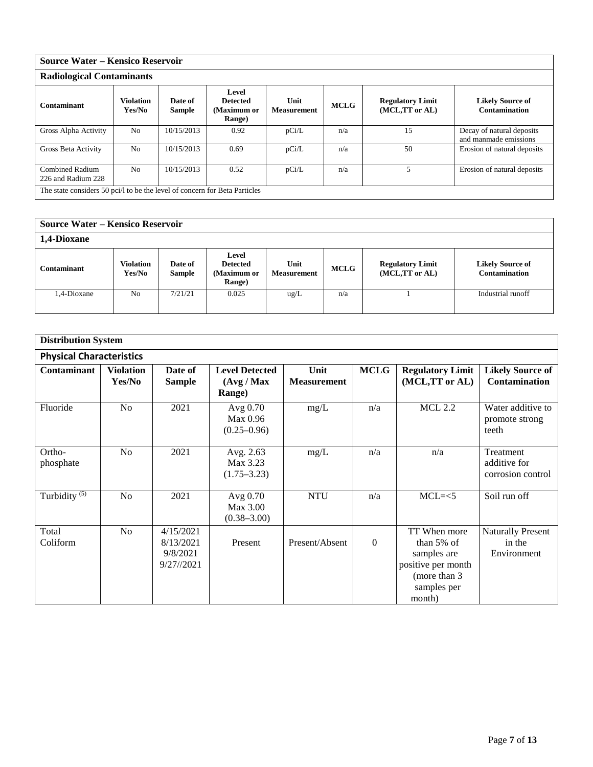| **Source Water – Kensico Reservoir** | | | | | | | |
|---|---|---|---|---|---|---|---|
| **Radiological Contaminants** | | | | | | | |
| **Contaminant** | **Violation Yes/No** | **Date of Sample** | **Level Detected (Maximum or Range)** | **Unit Measurement** | **MCLG** | **Regulatory Limit (MCL,TT or AL)** | **Likely Source of Contamination** |
| Gross Alpha Activity | No | 10/15/2013 | 0.92 | pCi/L | n/a | 15 | Decay of natural deposits and manmade emissions |
| Gross Beta Activity | No | 10/15/2013 | 0.69 | pCi/L | n/a | 50 | Erosion of natural deposits |
| Combined Radium 226 and Radium 228 | No | 10/15/2013 | 0.52 | pCi/L | n/a | 5 | Erosion of natural deposits |
| The state considers 50 pci/l to be the level of concern for Beta Particles | | | | | | | |

| **Source Water – Kensico Reservoir** | | | | | | | |
|---|---|---|---|---|---|---|---|
| **1,4-Dioxane** | | | | | | | |
| **Contaminant** | **Violation Yes/No** | **Date of Sample** | **Level Detected (Maximum or Range)** | **Unit Measurement** | **MCLG** | **Regulatory Limit (MCL,TT or AL)** | **Likely Source of Contamination** |
| 1,4-Dioxane | No | 7/21/21 | 0.025 | ug/L | n/a | 1 | Industrial runoff |

| **Distribution System** | | | | | | | |
|---|---|---|---|---|---|---|---|
| **Physical Characteristics** | | | | | | | |
| **Contaminant** | **Violation Yes/No** | **Date of Sample** | **Level Detected (Avg / Max Range)** | **Unit Measurement** | **MCLG** | **Regulatory Limit (MCL,TT or AL)** | **Likely Source of Contamination** |
| Fluoride | No | 2021 | Avg 0.70 Max 0.96 (0.25–0.96) | mg/L | n/a | MCL 2.2 | Water additive to promote strong teeth |
| Ortho-phosphate | No | 2021 | Avg. 2.63 Max 3.23 (1.75–3.23) | mg/L | n/a | n/a | Treatment additive for corrosion control |
| Turbidity (5) | No | 2021 | Avg 0.70 Max 3.00 (0.38–3.00) | NTU | n/a | MCL=<5 | Soil run off |
| Total Coliform | No | 4/15/2021 8/13/2021 9/8/2021 9/27//2021 | Present | Present/Absent | 0 | TT When more than 5% of samples are positive per month (more than 3 samples per month) | Naturally Present in the Environment |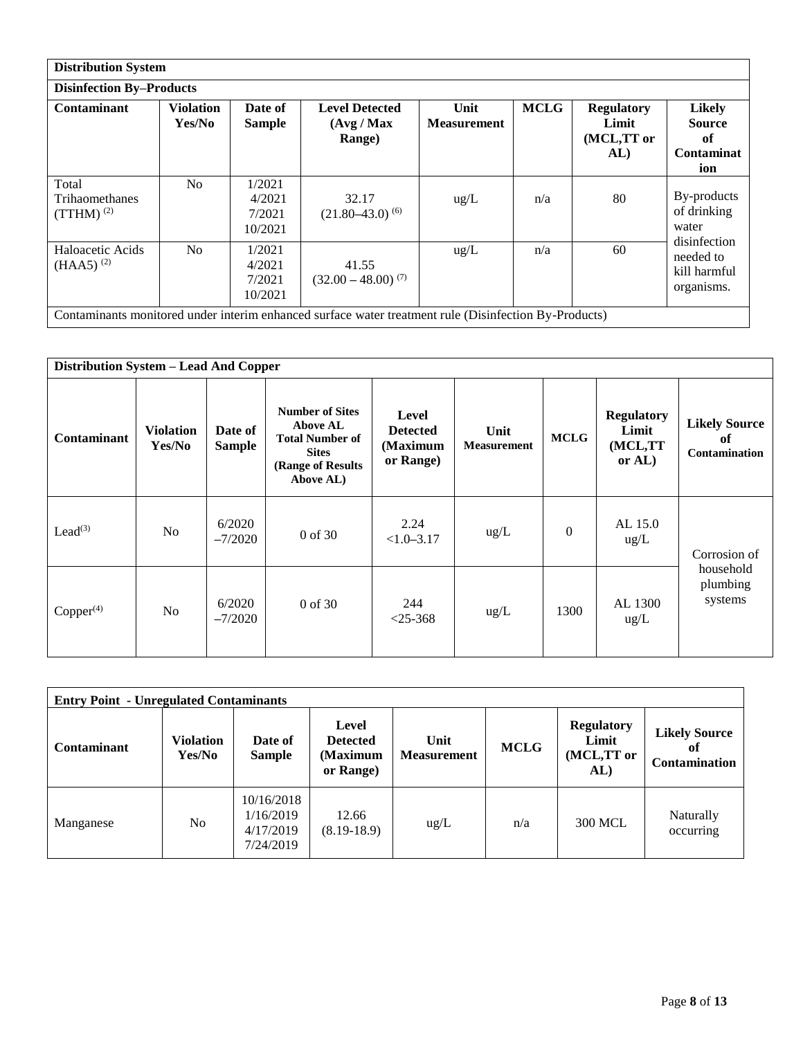| Distribution System | | | | | | | |
|---|---|---|---|---|---|---|---|
| **Disinfection By–Products** | | | | | | | |
| **Contaminant** | **Violation Yes/No** | **Date of Sample** | **Level Detected (Avg / Max Range)** | **Unit Measurement** | **MCLG** | **Regulatory Limit (MCL,TT or AL)** | **Likely Source of Contamination** |
| Total Trihaomethanes (TTHM) [2] | No | 1/2021 4/2021 7/2021 10/2021 | 32.17 (21.80–43.0) [6] | ug/L | n/a | 80 | By-products of drinking water disinfection needed to kill harmful organisms. |
| Haloacetic Acids (HAA5) [2] | No | 1/2021 4/2021 7/2021 10/2021 | 41.55 (32.00 – 48.00) [7] | ug/L | n/a | 60 | |
| Contaminants monitored under interim enhanced surface water treatment rule (Disinfection By-Products) | | | | | | | |

| Distribution System – Lead And Copper | | | | | | | | |
|---|---|---|---|---|---|---|---|---|
| **Contaminant** | **Violation Yes/No** | **Date of Sample** | **Number of Sites Above AL Total Number of Sites (Range of Results Above AL)** | **Level Detected (Maximum or Range)** | **Unit Measurement** | **MCLG** | **Regulatory Limit (MCL,TT or AL)** | **Likely Source of Contamination** |
| Lead[3] | No | 6/2020 –7/2020 | 0 of 30 | 2.24 <1.0–3.17 | ug/L | 0 | AL 15.0 ug/L | Corrosion of household plumbing systems |
| Copper[4] | No | 6/2020 –7/2020 | 0 of 30 | 244 <25-368 | ug/L | 1300 | AL 1300 ug/L | |

| Entry Point - Unregulated Contaminants | | | | | | | |
|---|---|---|---|---|---|---|---|
| **Contaminant** | **Violation Yes/No** | **Date of Sample** | **Level Detected (Maximum or Range)** | **Unit Measurement** | **MCLG** | **Regulatory Limit (MCL,TT or AL)** | **Likely Source of Contamination** |
| Manganese | No | 10/16/2018 1/16/2019 4/17/2019 7/24/2019 | 12.66 (8.19-18.9) | ug/L | n/a | 300 MCL | Naturally occurring |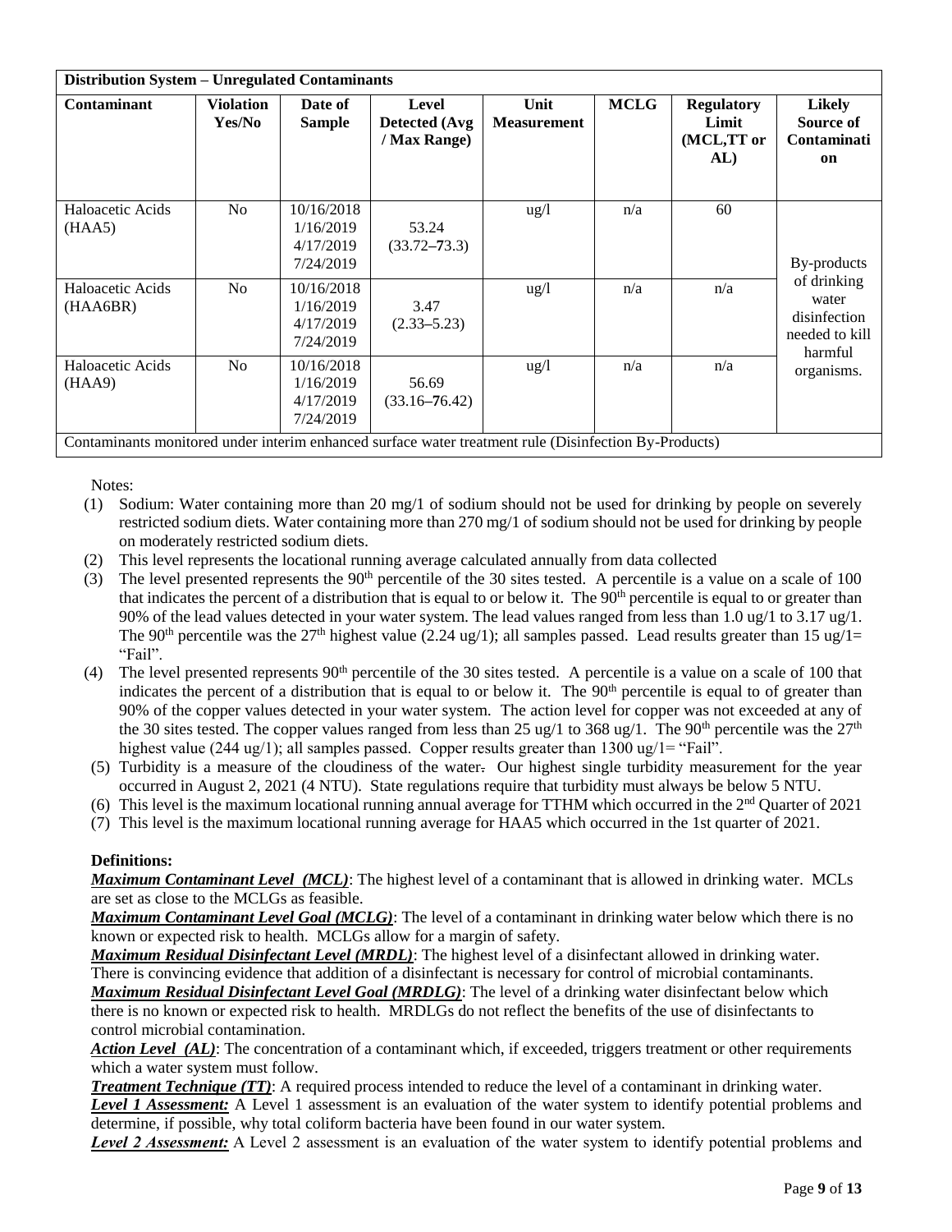| Distribution System – Unregulated Contaminants | | | | | | | |
|---|---|---|---|---|---|---|---|
| **Contaminant** | **Violation Yes/No** | **Date of Sample** | **Level Detected (Avg / Max Range)** | **Unit Measurement** | **MCLG** | **Regulatory Limit (MCL,TT or AL)** | **Likely Source of Contamination** |
| Haloacetic Acids (HAA5) | No | 10/16/2018 1/16/2019 4/17/2019 7/24/2019 | 53.24 (33.72–73.3) | ug/l | n/a | 60 | By-products of drinking water disinfection needed to kill harmful organisms. |
| Haloacetic Acids (HAA6BR) | No | 10/16/2018 1/16/2019 4/17/2019 7/24/2019 | 3.47 (2.33–5.23) | ug/l | n/a | n/a | |
| Haloacetic Acids (HAA9) | No | 10/16/2018 1/16/2019 4/17/2019 7/24/2019 | 56.69 (33.16–76.42) | ug/l | n/a | n/a | |
| Contaminants monitored under interim enhanced surface water treatment rule (Disinfection By-Products) | | | | | | | |

Notes:

(1) Sodium: Water containing more than 20 mg/1 of sodium should not be used for drinking by people on severely restricted sodium diets. Water containing more than 270 mg/1 of sodium should not be used for drinking by people on moderately restricted sodium diets.

(2) This level represents the locational running average calculated annually from data collected

(3) The level presented represents the 90th percentile of the 30 sites tested. A percentile is a value on a scale of 100 that indicates the percent of a distribution that is equal to or below it. The 90th percentile is equal to or greater than 90% of the lead values detected in your water system. The lead values ranged from less than 1.0 ug/1 to 3.17 ug/1. The 90th percentile was the 27th highest value (2.24 ug/1); all samples passed. Lead results greater than 15 ug/1= "Fail".

(4) The level presented represents 90th percentile of the 30 sites tested. A percentile is a value on a scale of 100 that indicates the percent of a distribution that is equal to or below it. The 90th percentile is equal to of greater than 90% of the copper values detected in your water system. The action level for copper was not exceeded at any of the 30 sites tested. The copper values ranged from less than 25 ug/1 to 368 ug/1. The 90th percentile was the 27th highest value (244 ug/1); all samples passed. Copper results greater than 1300 ug/1= "Fail".

(5) Turbidity is a measure of the cloudiness of the water. Our highest single turbidity measurement for the year occurred in August 2, 2021 (4 NTU). State regulations require that turbidity must always be below 5 NTU.

(6) This level is the maximum locational running annual average for TTHM which occurred in the 2nd Quarter of 2021

(7) This level is the maximum locational running average for HAA5 which occurred in the 1st quarter of 2021.

**Definitions:**

***Maximum Contaminant Level (MCL)***: The highest level of a contaminant that is allowed in drinking water. MCLs are set as close to the MCLGs as feasible.

***Maximum Contaminant Level Goal (MCLG)***: The level of a contaminant in drinking water below which there is no known or expected risk to health. MCLGs allow for a margin of safety.

***Maximum Residual Disinfectant Level (MRDL)***: The highest level of a disinfectant allowed in drinking water. There is convincing evidence that addition of a disinfectant is necessary for control of microbial contaminants.

***Maximum Residual Disinfectant Level Goal (MRDLG)***: The level of a drinking water disinfectant below which there is no known or expected risk to health. MRDLGs do not reflect the benefits of the use of disinfectants to control microbial contamination.

***Action Level (AL)***: The concentration of a contaminant which, if exceeded, triggers treatment or other requirements which a water system must follow.

***Treatment Technique (TT)***: A required process intended to reduce the level of a contaminant in drinking water.

***Level 1 Assessment:*** A Level 1 assessment is an evaluation of the water system to identify potential problems and determine, if possible, why total coliform bacteria have been found in our water system.

***Level 2 Assessment:*** A Level 2 assessment is an evaluation of the water system to identify potential problems and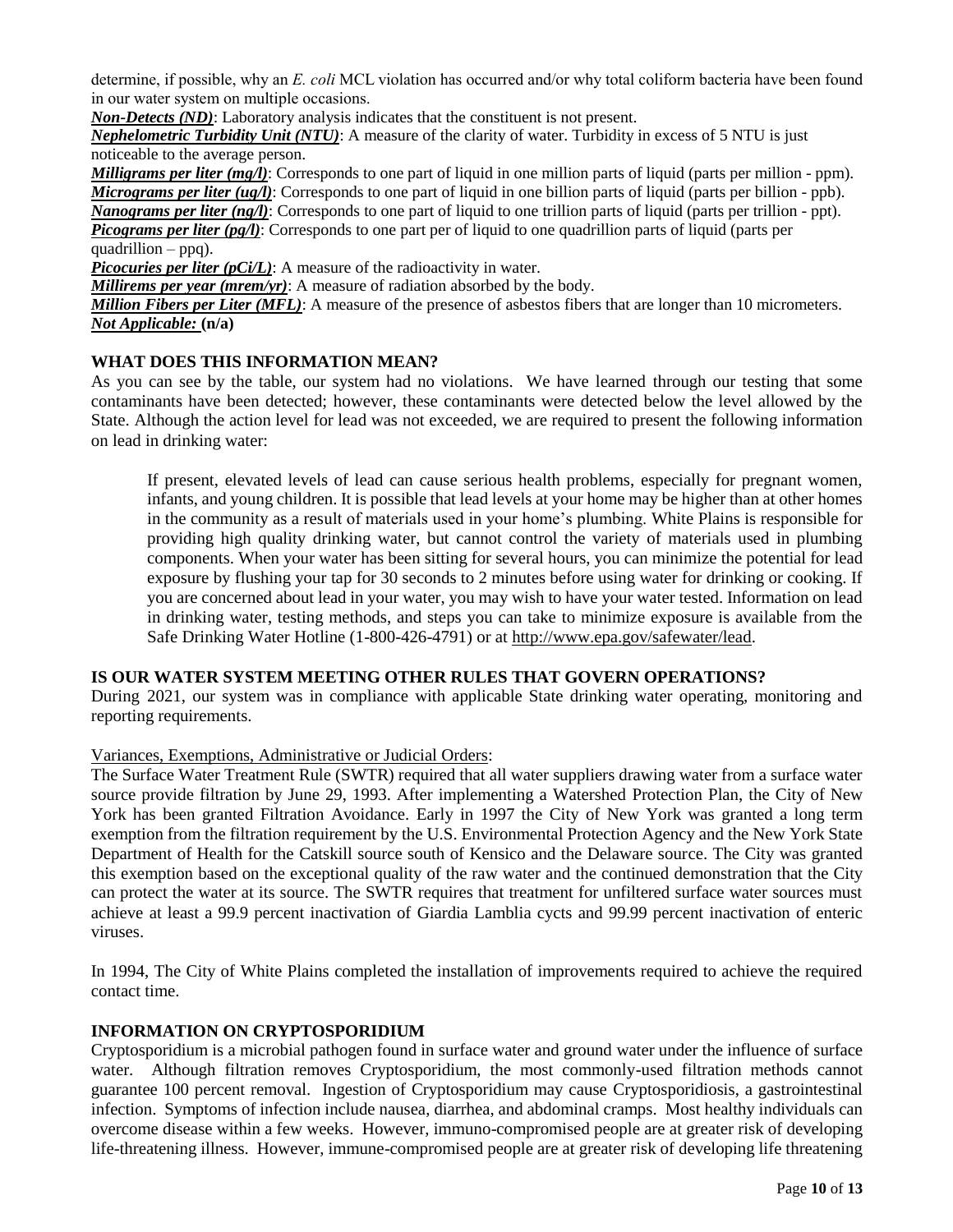determine, if possible, why an *E. coli* MCL violation has occurred and/or why total coliform bacteria have been found in our water system on multiple occasions.

***Non-Detects (ND)***: Laboratory analysis indicates that the constituent is not present.

***Nephelometric Turbidity Unit (NTU)***: A measure of the clarity of water. Turbidity in excess of 5 NTU is just noticeable to the average person.

***Milligrams per liter (mg/l)***: Corresponds to one part of liquid in one million parts of liquid (parts per million - ppm).

***Micrograms per liter (ug/l)***: Corresponds to one part of liquid in one billion parts of liquid (parts per billion - ppb).

***Nanograms per liter (ng/l)***: Corresponds to one part of liquid to one trillion parts of liquid (parts per trillion - ppt).

***Picograms per liter (pg/l)***: Corresponds to one part per of liquid to one quadrillion parts of liquid (parts per quadrillion – ppq).

***Picocuries per liter (pCi/L)***: A measure of the radioactivity in water.

***Millirems per year (mrem/yr)***: A measure of radiation absorbed by the body.

***Million Fibers per Liter (MFL)***: A measure of the presence of asbestos fibers that are longer than 10 micrometers.

***Not Applicable:*** **(n/a)**

### WHAT DOES THIS INFORMATION MEAN?

As you can see by the table, our system had no violations. We have learned through our testing that some contaminants have been detected; however, these contaminants were detected below the level allowed by the State. Although the action level for lead was not exceeded, we are required to present the following information on lead in drinking water:

> If present, elevated levels of lead can cause serious health problems, especially for pregnant women, infants, and young children. It is possible that lead levels at your home may be higher than at other homes in the community as a result of materials used in your home's plumbing. White Plains is responsible for providing high quality drinking water, but cannot control the variety of materials used in plumbing components. When your water has been sitting for several hours, you can minimize the potential for lead exposure by flushing your tap for 30 seconds to 2 minutes before using water for drinking or cooking. If you are concerned about lead in your water, you may wish to have your water tested. Information on lead in drinking water, testing methods, and steps you can take to minimize exposure is available from the Safe Drinking Water Hotline (1-800-426-4791) or at http://www.epa.gov/safewater/lead.

### IS OUR WATER SYSTEM MEETING OTHER RULES THAT GOVERN OPERATIONS?

During 2021, our system was in compliance with applicable State drinking water operating, monitoring and reporting requirements.

Variances, Exemptions, Administrative or Judicial Orders:

The Surface Water Treatment Rule (SWTR) required that all water suppliers drawing water from a surface water source provide filtration by June 29, 1993. After implementing a Watershed Protection Plan, the City of New York has been granted Filtration Avoidance. Early in 1997 the City of New York was granted a long term exemption from the filtration requirement by the U.S. Environmental Protection Agency and the New York State Department of Health for the Catskill source south of Kensico and the Delaware source. The City was granted this exemption based on the exceptional quality of the raw water and the continued demonstration that the City can protect the water at its source. The SWTR requires that treatment for unfiltered surface water sources must achieve at least a 99.9 percent inactivation of Giardia Lamblia cycts and 99.99 percent inactivation of enteric viruses.

In 1994, The City of White Plains completed the installation of improvements required to achieve the required contact time.

### INFORMATION ON CRYPTOSPORIDIUM

Cryptosporidium is a microbial pathogen found in surface water and ground water under the influence of surface water. Although filtration removes Cryptosporidium, the most commonly-used filtration methods cannot guarantee 100 percent removal. Ingestion of Cryptosporidium may cause Cryptosporidiosis, a gastrointestinal infection. Symptoms of infection include nausea, diarrhea, and abdominal cramps. Most healthy individuals can overcome disease within a few weeks. However, immuno-compromised people are at greater risk of developing life-threatening illness. However, immune-compromised people are at greater risk of developing life threatening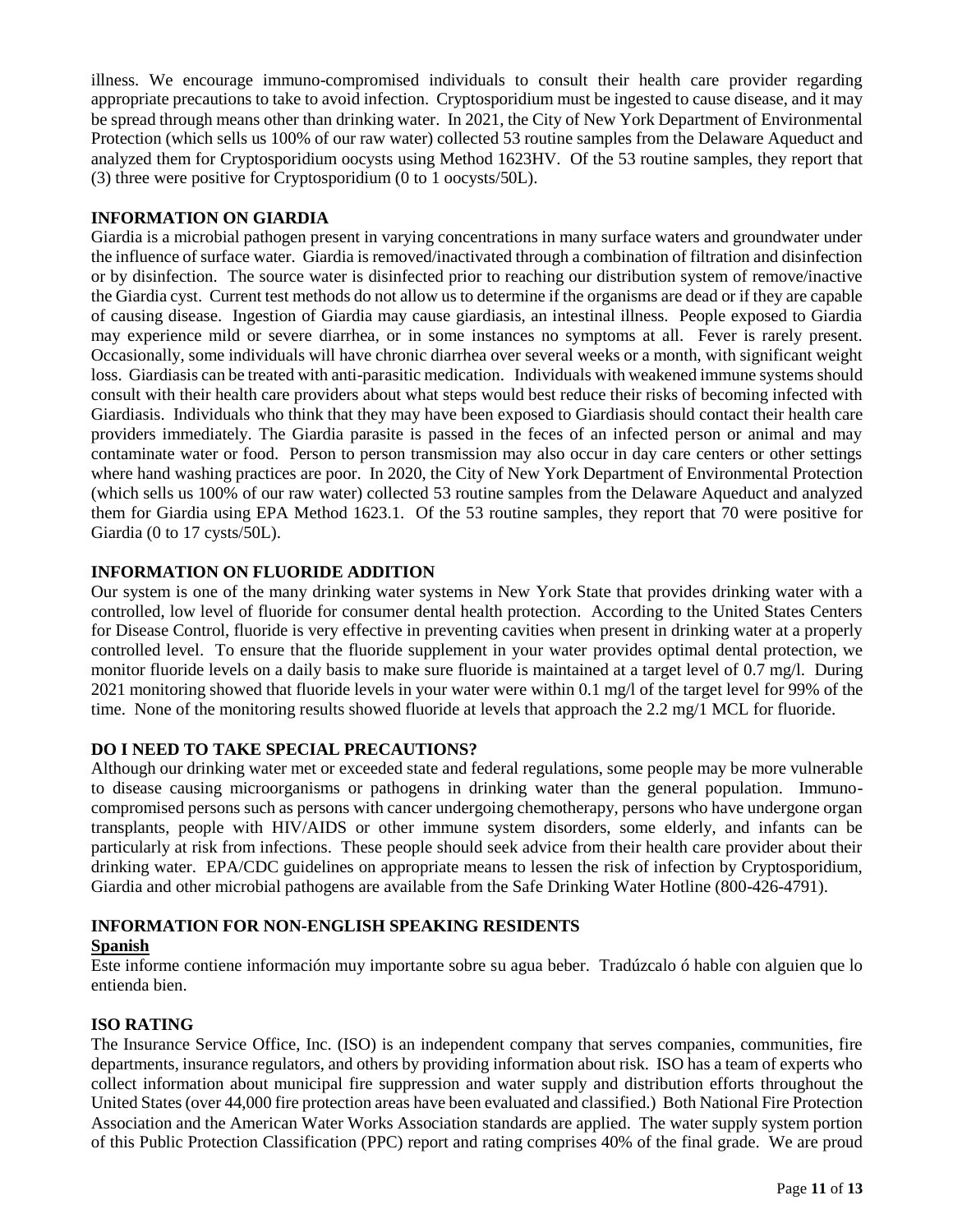illness. We encourage immuno-compromised individuals to consult their health care provider regarding appropriate precautions to take to avoid infection. Cryptosporidium must be ingested to cause disease, and it may be spread through means other than drinking water. In 2021, the City of New York Department of Environmental Protection (which sells us 100% of our raw water) collected 53 routine samples from the Delaware Aqueduct and analyzed them for Cryptosporidium oocysts using Method 1623HV. Of the 53 routine samples, they report that (3) three were positive for Cryptosporidium (0 to 1 oocysts/50L).

### INFORMATION ON GIARDIA

Giardia is a microbial pathogen present in varying concentrations in many surface waters and groundwater under the influence of surface water. Giardia is removed/inactivated through a combination of filtration and disinfection or by disinfection. The source water is disinfected prior to reaching our distribution system of remove/inactive the Giardia cyst. Current test methods do not allow us to determine if the organisms are dead or if they are capable of causing disease. Ingestion of Giardia may cause giardiasis, an intestinal illness. People exposed to Giardia may experience mild or severe diarrhea, or in some instances no symptoms at all. Fever is rarely present. Occasionally, some individuals will have chronic diarrhea over several weeks or a month, with significant weight loss. Giardiasis can be treated with anti-parasitic medication. Individuals with weakened immune systems should consult with their health care providers about what steps would best reduce their risks of becoming infected with Giardiasis. Individuals who think that they may have been exposed to Giardiasis should contact their health care providers immediately. The Giardia parasite is passed in the feces of an infected person or animal and may contaminate water or food. Person to person transmission may also occur in day care centers or other settings where hand washing practices are poor. In 2020, the City of New York Department of Environmental Protection (which sells us 100% of our raw water) collected 53 routine samples from the Delaware Aqueduct and analyzed them for Giardia using EPA Method 1623.1. Of the 53 routine samples, they report that 70 were positive for Giardia (0 to 17 cysts/50L).

### INFORMATION ON FLUORIDE ADDITION

Our system is one of the many drinking water systems in New York State that provides drinking water with a controlled, low level of fluoride for consumer dental health protection. According to the United States Centers for Disease Control, fluoride is very effective in preventing cavities when present in drinking water at a properly controlled level. To ensure that the fluoride supplement in your water provides optimal dental protection, we monitor fluoride levels on a daily basis to make sure fluoride is maintained at a target level of 0.7 mg/l. During 2021 monitoring showed that fluoride levels in your water were within 0.1 mg/l of the target level for 99% of the time. None of the monitoring results showed fluoride at levels that approach the 2.2 mg/1 MCL for fluoride.

### DO I NEED TO TAKE SPECIAL PRECAUTIONS?

Although our drinking water met or exceeded state and federal regulations, some people may be more vulnerable to disease causing microorganisms or pathogens in drinking water than the general population. Immuno-compromised persons such as persons with cancer undergoing chemotherapy, persons who have undergone organ transplants, people with HIV/AIDS or other immune system disorders, some elderly, and infants can be particularly at risk from infections. These people should seek advice from their health care provider about their drinking water. EPA/CDC guidelines on appropriate means to lessen the risk of infection by Cryptosporidium, Giardia and other microbial pathogens are available from the Safe Drinking Water Hotline (800-426-4791).

### INFORMATION FOR NON-ENGLISH SPEAKING RESIDENTS

**Spanish**

Este informe contiene información muy importante sobre su agua beber. Tradúzcalo ó hable con alguien que lo entienda bien.

### ISO RATING

The Insurance Service Office, Inc. (ISO) is an independent company that serves companies, communities, fire departments, insurance regulators, and others by providing information about risk. ISO has a team of experts who collect information about municipal fire suppression and water supply and distribution efforts throughout the United States (over 44,000 fire protection areas have been evaluated and classified.) Both National Fire Protection Association and the American Water Works Association standards are applied. The water supply system portion of this Public Protection Classification (PPC) report and rating comprises 40% of the final grade. We are proud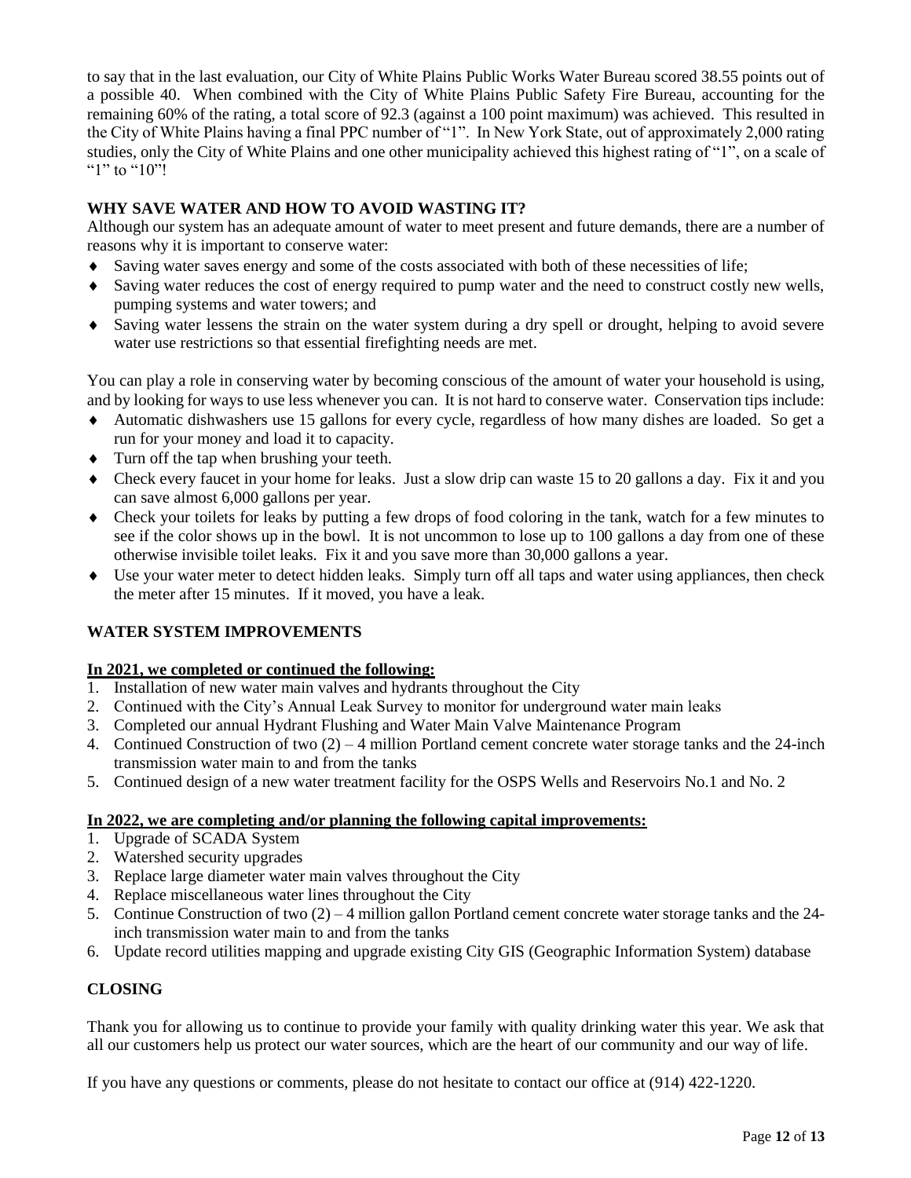to say that in the last evaluation, our City of White Plains Public Works Water Bureau scored 38.55 points out of a possible 40. When combined with the City of White Plains Public Safety Fire Bureau, accounting for the remaining 60% of the rating, a total score of 92.3 (against a 100 point maximum) was achieved. This resulted in the City of White Plains having a final PPC number of "1". In New York State, out of approximately 2,000 rating studies, only the City of White Plains and one other municipality achieved this highest rating of "1", on a scale of "1" to "10"!

## WHY SAVE WATER AND HOW TO AVOID WASTING IT?

Although our system has an adequate amount of water to meet present and future demands, there are a number of reasons why it is important to conserve water:

- Saving water saves energy and some of the costs associated with both of these necessities of life;
- Saving water reduces the cost of energy required to pump water and the need to construct costly new wells, pumping systems and water towers; and
- Saving water lessens the strain on the water system during a dry spell or drought, helping to avoid severe water use restrictions so that essential firefighting needs are met.

You can play a role in conserving water by becoming conscious of the amount of water your household is using, and by looking for ways to use less whenever you can. It is not hard to conserve water. Conservation tips include:

- Automatic dishwashers use 15 gallons for every cycle, regardless of how many dishes are loaded. So get a run for your money and load it to capacity.
- Turn off the tap when brushing your teeth.
- Check every faucet in your home for leaks. Just a slow drip can waste 15 to 20 gallons a day. Fix it and you can save almost 6,000 gallons per year.
- Check your toilets for leaks by putting a few drops of food coloring in the tank, watch for a few minutes to see if the color shows up in the bowl. It is not uncommon to lose up to 100 gallons a day from one of these otherwise invisible toilet leaks. Fix it and you save more than 30,000 gallons a year.
- Use your water meter to detect hidden leaks. Simply turn off all taps and water using appliances, then check the meter after 15 minutes. If it moved, you have a leak.

## WATER SYSTEM IMPROVEMENTS

**In 2021, we completed or continued the following:**

1. Installation of new water main valves and hydrants throughout the City
2. Continued with the City's Annual Leak Survey to monitor for underground water main leaks
3. Completed our annual Hydrant Flushing and Water Main Valve Maintenance Program
4. Continued Construction of two (2) – 4 million Portland cement concrete water storage tanks and the 24-inch transmission water main to and from the tanks
5. Continued design of a new water treatment facility for the OSPS Wells and Reservoirs No.1 and No. 2

**In 2022, we are completing and/or planning the following capital improvements:**

1. Upgrade of SCADA System
2. Watershed security upgrades
3. Replace large diameter water main valves throughout the City
4. Replace miscellaneous water lines throughout the City
5. Continue Construction of two (2) – 4 million gallon Portland cement concrete water storage tanks and the 24-inch transmission water main to and from the tanks
6. Update record utilities mapping and upgrade existing City GIS (Geographic Information System) database

## CLOSING

Thank you for allowing us to continue to provide your family with quality drinking water this year. We ask that all our customers help us protect our water sources, which are the heart of our community and our way of life.

If you have any questions or comments, please do not hesitate to contact our office at (914) 422-1220.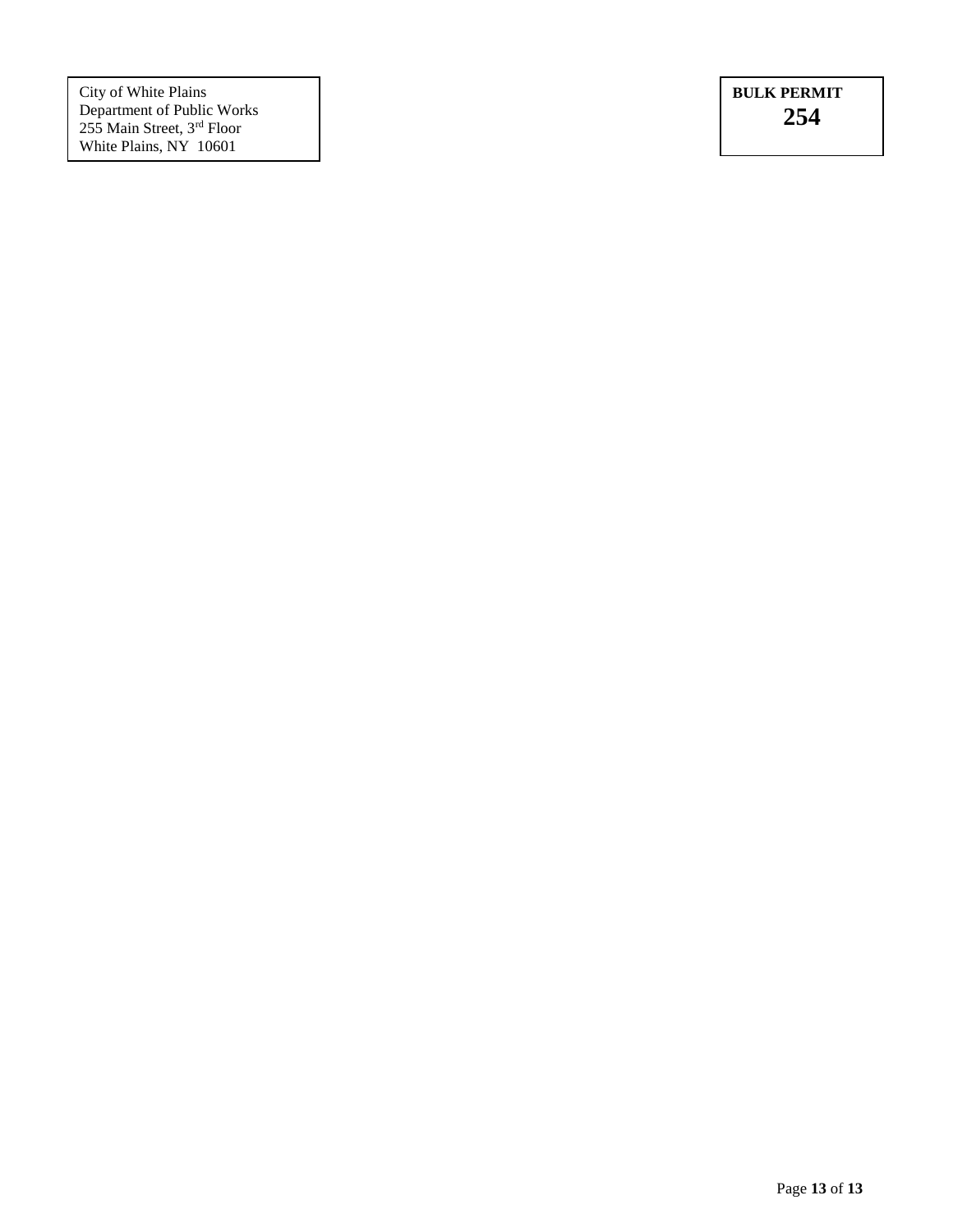City of White Plains
Department of Public Works
255 Main Street, 3rd Floor
White Plains, NY 10601

**BULK PERMIT**
**254**